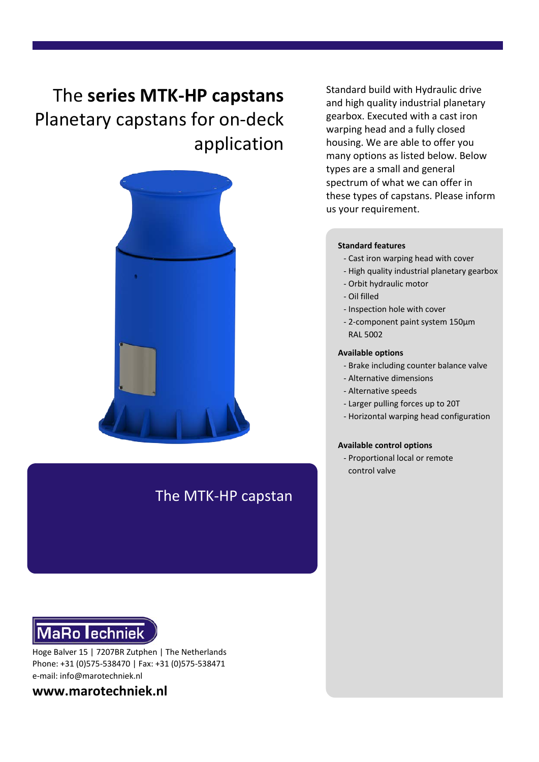# The **series MTK-HP capstans** Planetary capstans for on-deck application

The MTK-HP capstan

Standard build with Hydraulic drive and high quality industrial planetary gearbox. Executed with a cast iron warping head and a fully closed housing. We are able to offer you many options as listed below. Below types are a small and general spectrum of what we can offer in these types of capstans. Please inform us your requirement.

**Standard features**

- Cast iron warping head with cover
- High quality industrial planetary gearbox
- Orbit hydraulic motor
- Oil filled
- Inspection hole with cover
- 2-component paint system 150µm RAL 5002

**Available options**

- Brake including counter balance valve
- Alternative dimensions
- Alternative speeds
- Larger pulling forces up to 20T
- Horizontal warping head configuration

**Available control options**

- Proportional local or remote control valve

MaRo Techniek

Hoge Balver 15 | 7207BR Zutphen | The Netherlands
Phone: +31 (0)575-538470 | Fax: +31 (0)575-538471
e-mail: info@marotechniek.nl

**www.marotechniek.nl**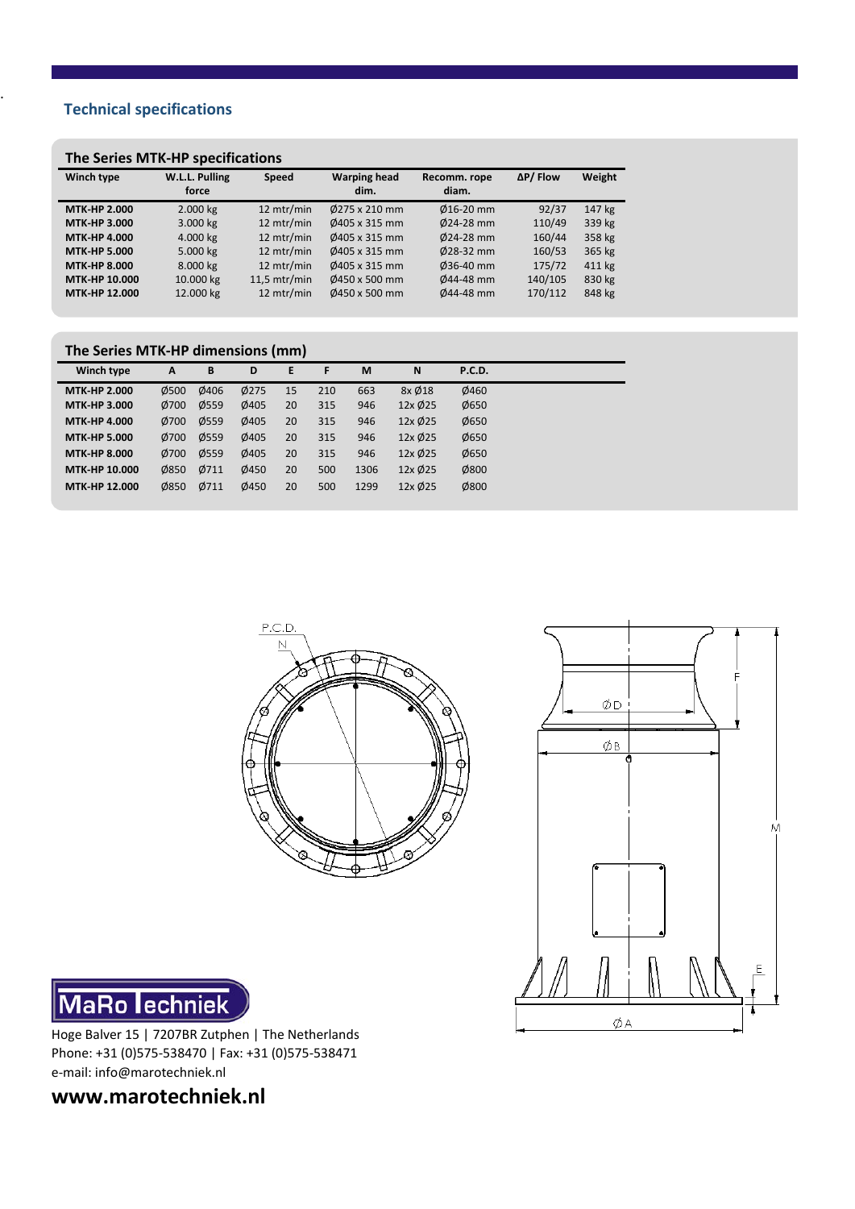## Technical specifications

### The Series MTK-HP specifications

| Winch type | W.L.L. Pulling force | Speed | Warping head dim. | Recomm. rope diam. | ΔP/ Flow | Weight |
|---|---|---|---|---|---|---|
| **MTK-HP 2.000** | 2.000 kg | 12 mtr/min | Ø275 x 210 mm | Ø16-20 mm | 92/37 | 147 kg |
| **MTK-HP 3.000** | 3.000 kg | 12 mtr/min | Ø405 x 315 mm | Ø24-28 mm | 110/49 | 339 kg |
| **MTK-HP 4.000** | 4.000 kg | 12 mtr/min | Ø405 x 315 mm | Ø24-28 mm | 160/44 | 358 kg |
| **MTK-HP 5.000** | 5.000 kg | 12 mtr/min | Ø405 x 315 mm | Ø28-32 mm | 160/53 | 365 kg |
| **MTK-HP 8.000** | 8.000 kg | 12 mtr/min | Ø405 x 315 mm | Ø36-40 mm | 175/72 | 411 kg |
| **MTK-HP 10.000** | 10.000 kg | 11,5 mtr/min | Ø450 x 500 mm | Ø44-48 mm | 140/105 | 830 kg |
| **MTK-HP 12.000** | 12.000 kg | 12 mtr/min | Ø450 x 500 mm | Ø44-48 mm | 170/112 | 848 kg |

### The Series MTK-HP dimensions (mm)

| Winch type | A | B | D | E | F | M | N | P.C.D. |
|---|---|---|---|---|---|---|---|---|
| **MTK-HP 2.000** | Ø500 | Ø406 | Ø275 | 15 | 210 | 663 | 8x Ø18 | Ø460 |
| **MTK-HP 3.000** | Ø700 | Ø559 | Ø405 | 20 | 315 | 946 | 12x Ø25 | Ø650 |
| **MTK-HP 4.000** | Ø700 | Ø559 | Ø405 | 20 | 315 | 946 | 12x Ø25 | Ø650 |
| **MTK-HP 5.000** | Ø700 | Ø559 | Ø405 | 20 | 315 | 946 | 12x Ø25 | Ø650 |
| **MTK-HP 8.000** | Ø700 | Ø559 | Ø405 | 20 | 315 | 946 | 12x Ø25 | Ø650 |
| **MTK-HP 10.000** | Ø850 | Ø711 | Ø450 | 20 | 500 | 1306 | 12x Ø25 | Ø800 |
| **MTK-HP 12.000** | Ø850 | Ø711 | Ø450 | 20 | 500 | 1299 | 12x Ø25 | Ø800 |

P.C.D.
N
ØD
ØB
F
M
E
ØA

MaRo Techniek

Hoge Balver 15 | 7207BR Zutphen | The Netherlands
Phone: +31 (0)575-538470 | Fax: +31 (0)575-538471
e-mail: info@marotechniek.nl

**www.marotechniek.nl**